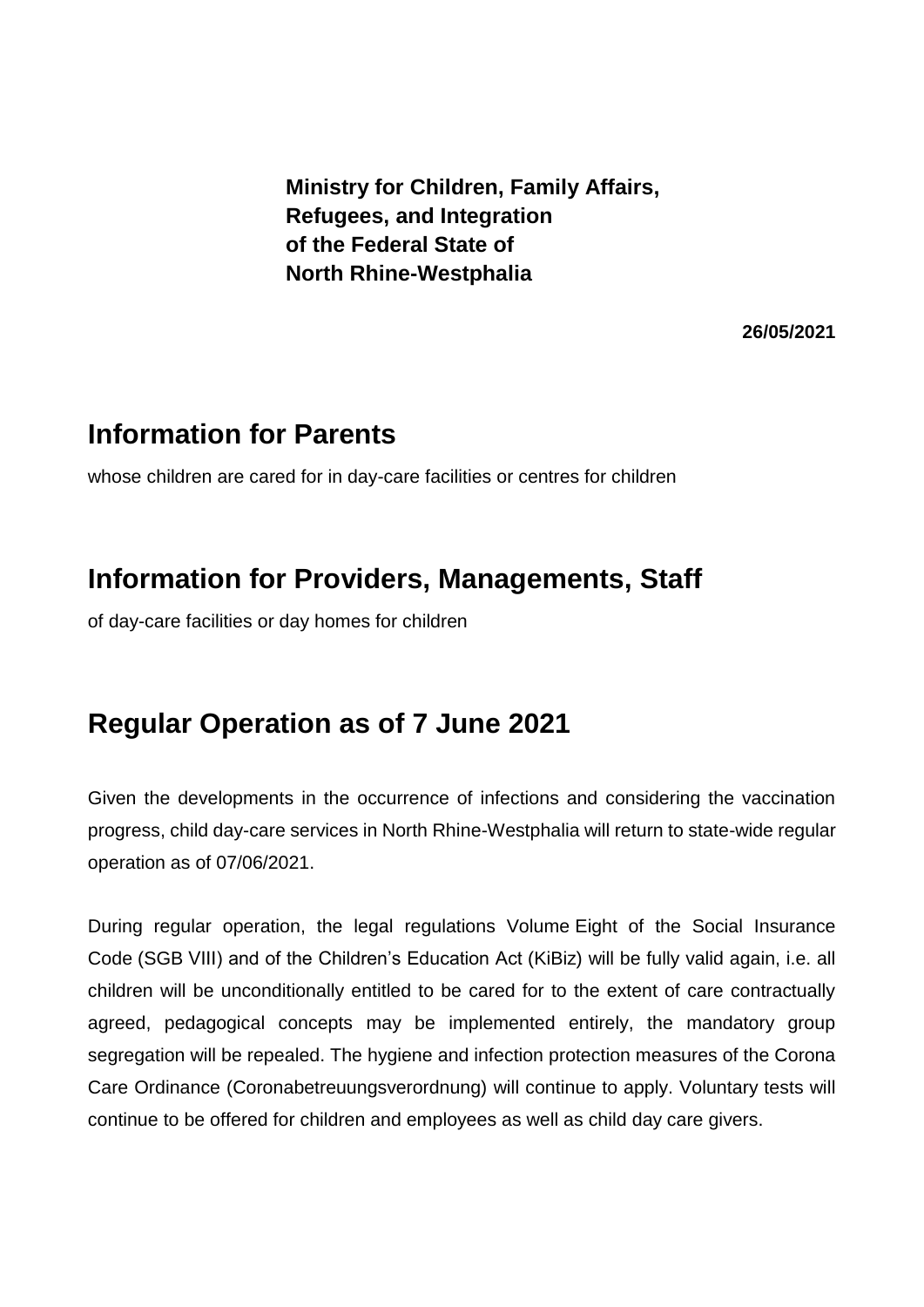**Ministry for Children, Family Affairs,**
**Refugees, and Integration**
**of the Federal State of**
**North Rhine-Westphalia**

**26/05/2021**

## Information for Parents

whose children are cared for in day-care facilities or centres for children

## Information for Providers, Managements, Staff

of day-care facilities or day homes for children

## Regular Operation as of 7 June 2021

Given the developments in the occurrence of infections and considering the vaccination progress, child day-care services in North Rhine-Westphalia will return to state-wide regular operation as of 07/06/2021.

During regular operation, the legal regulations Volume Eight of the Social Insurance Code (SGB VIII) and of the Children's Education Act (KiBiz) will be fully valid again, i.e. all children will be unconditionally entitled to be cared for to the extent of care contractually agreed, pedagogical concepts may be implemented entirely, the mandatory group segregation will be repealed. The hygiene and infection protection measures of the Corona Care Ordinance (Coronabetreuungsverordnung) will continue to apply. Voluntary tests will continue to be offered for children and employees as well as child day care givers.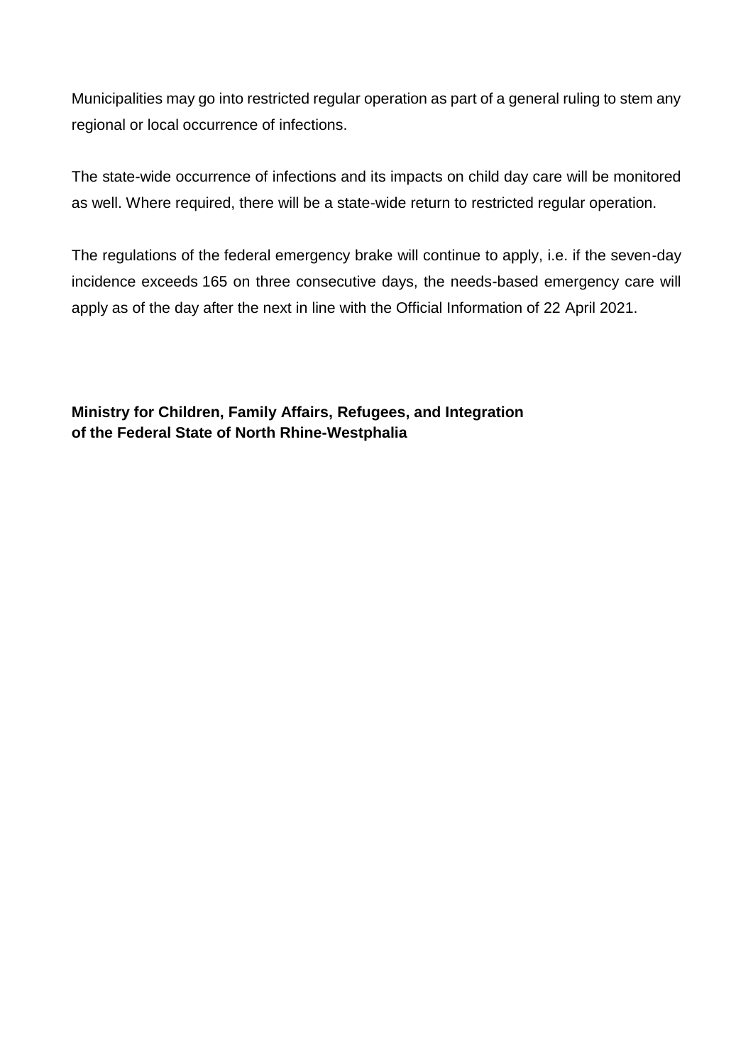Municipalities may go into restricted regular operation as part of a general ruling to stem any regional or local occurrence of infections.

The state-wide occurrence of infections and its impacts on child day care will be monitored as well. Where required, there will be a state-wide return to restricted regular operation.

The regulations of the federal emergency brake will continue to apply, i.e. if the seven-day incidence exceeds 165 on three consecutive days, the needs-based emergency care will apply as of the day after the next in line with the Official Information of 22 April 2021.

**Ministry for Children, Family Affairs, Refugees, and Integration**
**of the Federal State of North Rhine-Westphalia**